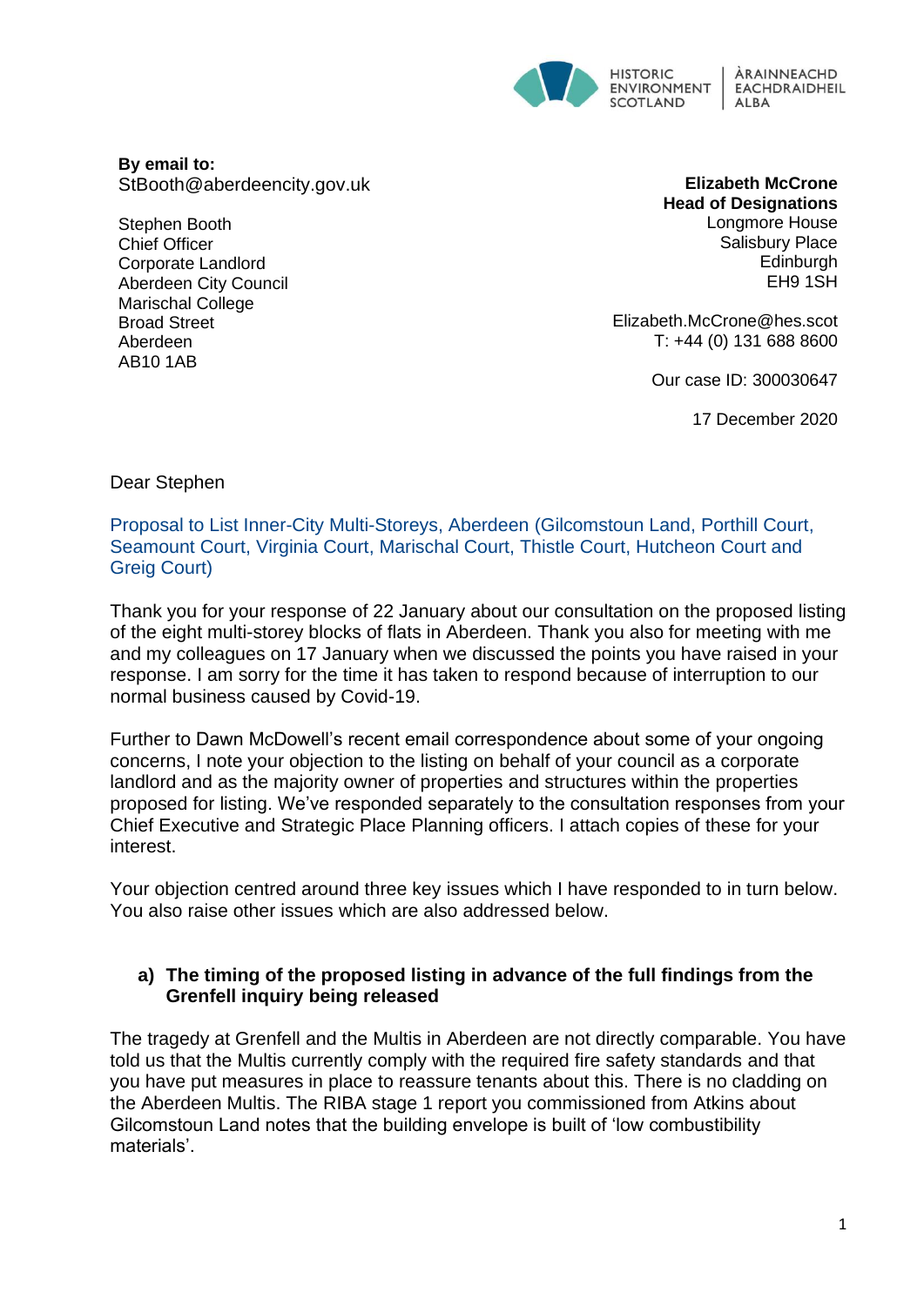HISTORIC ENVIRONMENT SCOTLAND | ÀRAINNEACHD EACHDRAIDHEIL ALBA

**By email to:**
StBooth@aberdeencity.gov.uk

Stephen Booth
Chief Officer
Corporate Landlord
Aberdeen City Council
Marischal College
Broad Street
Aberdeen
AB10 1AB

**Elizabeth McCrone**
**Head of Designations**
Longmore House
Salisbury Place
Edinburgh
EH9 1SH

Elizabeth.McCrone@hes.scot
T: +44 (0) 131 688 8600

Our case ID: 300030647

17 December 2020

Dear Stephen

Proposal to List Inner-City Multi-Storeys, Aberdeen (Gilcomstoun Land, Porthill Court, Seamount Court, Virginia Court, Marischal Court, Thistle Court, Hutcheon Court and Greig Court)

Thank you for your response of 22 January about our consultation on the proposed listing of the eight multi-storey blocks of flats in Aberdeen. Thank you also for meeting with me and my colleagues on 17 January when we discussed the points you have raised in your response. I am sorry for the time it has taken to respond because of interruption to our normal business caused by Covid-19.

Further to Dawn McDowell's recent email correspondence about some of your ongoing concerns, I note your objection to the listing on behalf of your council as a corporate landlord and as the majority owner of properties and structures within the properties proposed for listing. We've responded separately to the consultation responses from your Chief Executive and Strategic Place Planning officers. I attach copies of these for your interest.

Your objection centred around three key issues which I have responded to in turn below. You also raise other issues which are also addressed below.

**a) The timing of the proposed listing in advance of the full findings from the Grenfell inquiry being released**

The tragedy at Grenfell and the Multis in Aberdeen are not directly comparable. You have told us that the Multis currently comply with the required fire safety standards and that you have put measures in place to reassure tenants about this. There is no cladding on the Aberdeen Multis. The RIBA stage 1 report you commissioned from Atkins about Gilcomstoun Land notes that the building envelope is built of 'low combustibility materials'.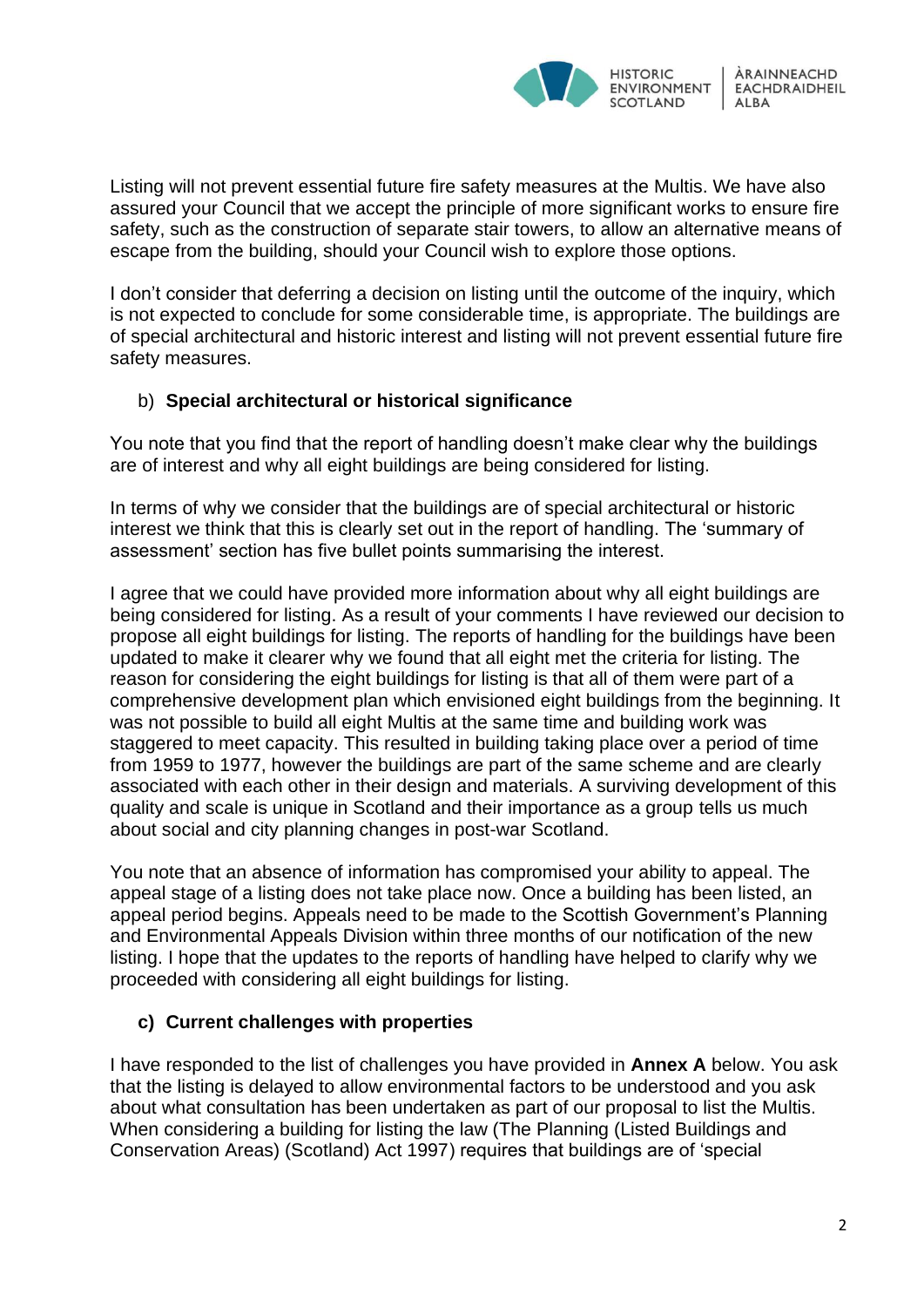Listing will not prevent essential future fire safety measures at the Multis. We have also assured your Council that we accept the principle of more significant works to ensure fire safety, such as the construction of separate stair towers, to allow an alternative means of escape from the building, should your Council wish to explore those options.

I don't consider that deferring a decision on listing until the outcome of the inquiry, which is not expected to conclude for some considerable time, is appropriate. The buildings are of special architectural and historic interest and listing will not prevent essential future fire safety measures.

b) **Special architectural or historical significance**

You note that you find that the report of handling doesn't make clear why the buildings are of interest and why all eight buildings are being considered for listing.

In terms of why we consider that the buildings are of special architectural or historic interest we think that this is clearly set out in the report of handling. The 'summary of assessment' section has five bullet points summarising the interest.

I agree that we could have provided more information about why all eight buildings are being considered for listing. As a result of your comments I have reviewed our decision to propose all eight buildings for listing. The reports of handling for the buildings have been updated to make it clearer why we found that all eight met the criteria for listing. The reason for considering the eight buildings for listing is that all of them were part of a comprehensive development plan which envisioned eight buildings from the beginning. It was not possible to build all eight Multis at the same time and building work was staggered to meet capacity. This resulted in building taking place over a period of time from 1959 to 1977, however the buildings are part of the same scheme and are clearly associated with each other in their design and materials. A surviving development of this quality and scale is unique in Scotland and their importance as a group tells us much about social and city planning changes in post-war Scotland.

You note that an absence of information has compromised your ability to appeal. The appeal stage of a listing does not take place now. Once a building has been listed, an appeal period begins. Appeals need to be made to the Scottish Government's Planning and Environmental Appeals Division within three months of our notification of the new listing. I hope that the updates to the reports of handling have helped to clarify why we proceeded with considering all eight buildings for listing.

**c) Current challenges with properties**

I have responded to the list of challenges you have provided in **Annex A** below. You ask that the listing is delayed to allow environmental factors to be understood and you ask about what consultation has been undertaken as part of our proposal to list the Multis. When considering a building for listing the law (The Planning (Listed Buildings and Conservation Areas) (Scotland) Act 1997) requires that buildings are of 'special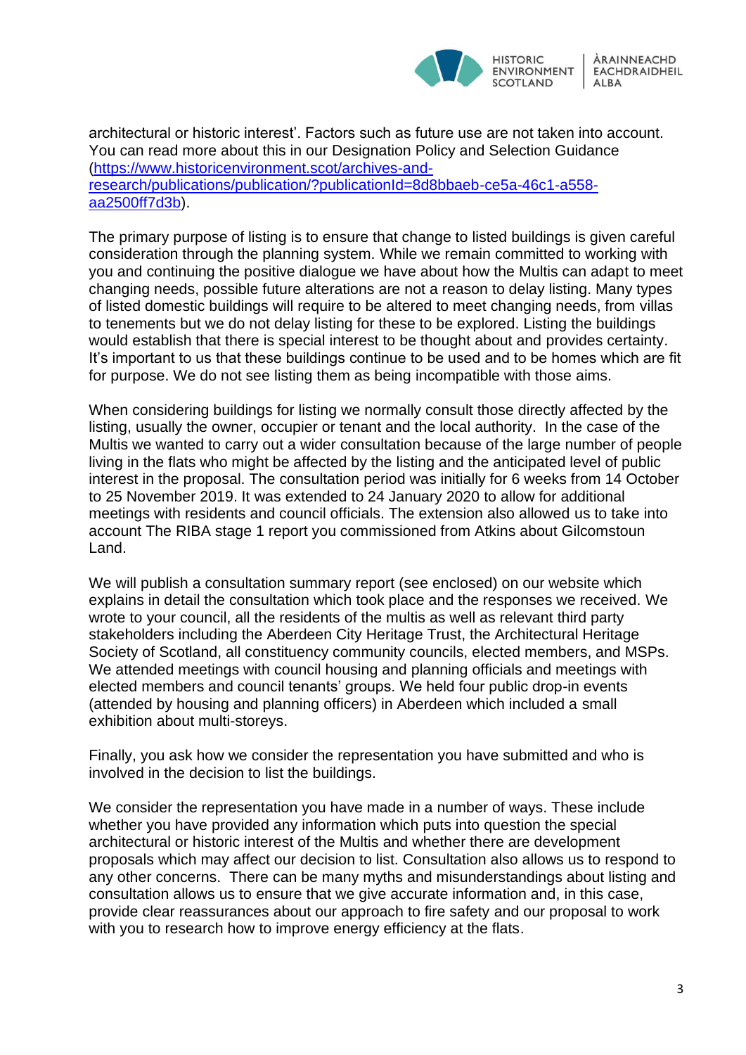architectural or historic interest'. Factors such as future use are not taken into account. You can read more about this in our Designation Policy and Selection Guidance (https://www.historicenvironment.scot/archives-and-research/publications/publication/?publicationId=8d8bbaeb-ce5a-46c1-a558-aa2500ff7d3b).

The primary purpose of listing is to ensure that change to listed buildings is given careful consideration through the planning system. While we remain committed to working with you and continuing the positive dialogue we have about how the Multis can adapt to meet changing needs, possible future alterations are not a reason to delay listing. Many types of listed domestic buildings will require to be altered to meet changing needs, from villas to tenements but we do not delay listing for these to be explored. Listing the buildings would establish that there is special interest to be thought about and provides certainty. It's important to us that these buildings continue to be used and to be homes which are fit for purpose. We do not see listing them as being incompatible with those aims.

When considering buildings for listing we normally consult those directly affected by the listing, usually the owner, occupier or tenant and the local authority. In the case of the Multis we wanted to carry out a wider consultation because of the large number of people living in the flats who might be affected by the listing and the anticipated level of public interest in the proposal. The consultation period was initially for 6 weeks from 14 October to 25 November 2019. It was extended to 24 January 2020 to allow for additional meetings with residents and council officials. The extension also allowed us to take into account The RIBA stage 1 report you commissioned from Atkins about Gilcomstoun Land.

We will publish a consultation summary report (see enclosed) on our website which explains in detail the consultation which took place and the responses we received. We wrote to your council, all the residents of the multis as well as relevant third party stakeholders including the Aberdeen City Heritage Trust, the Architectural Heritage Society of Scotland, all constituency community councils, elected members, and MSPs. We attended meetings with council housing and planning officials and meetings with elected members and council tenants' groups. We held four public drop-in events (attended by housing and planning officers) in Aberdeen which included a small exhibition about multi-storeys.

Finally, you ask how we consider the representation you have submitted and who is involved in the decision to list the buildings.

We consider the representation you have made in a number of ways. These include whether you have provided any information which puts into question the special architectural or historic interest of the Multis and whether there are development proposals which may affect our decision to list. Consultation also allows us to respond to any other concerns. There can be many myths and misunderstandings about listing and consultation allows us to ensure that we give accurate information and, in this case, provide clear reassurances about our approach to fire safety and our proposal to work with you to research how to improve energy efficiency at the flats.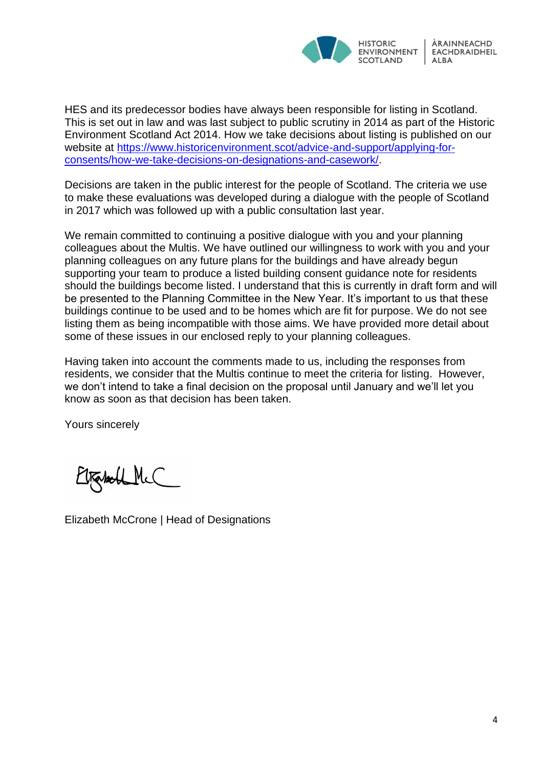HES and its predecessor bodies have always been responsible for listing in Scotland. This is set out in law and was last subject to public scrutiny in 2014 as part of the Historic Environment Scotland Act 2014. How we take decisions about listing is published on our website at [https://www.historicenvironment.scot/advice-and-support/applying-for-consents/how-we-take-decisions-on-designations-and-casework/](https://www.historicenvironment.scot/advice-and-support/applying-for-consents/how-we-take-decisions-on-designations-and-casework/).

Decisions are taken in the public interest for the people of Scotland. The criteria we use to make these evaluations was developed during a dialogue with the people of Scotland in 2017 which was followed up with a public consultation last year.

We remain committed to continuing a positive dialogue with you and your planning colleagues about the Multis. We have outlined our willingness to work with you and your planning colleagues on any future plans for the buildings and have already begun supporting your team to produce a listed building consent guidance note for residents should the buildings become listed. I understand that this is currently in draft form and will be presented to the Planning Committee in the New Year. It's important to us that these buildings continue to be used and to be homes which are fit for purpose. We do not see listing them as being incompatible with those aims. We have provided more detail about some of these issues in our enclosed reply to your planning colleagues.

Having taken into account the comments made to us, including the responses from residents, we consider that the Multis continue to meet the criteria for listing. However, we don't intend to take a final decision on the proposal until January and we'll let you know as soon as that decision has been taken.

Yours sincerely

Elizabeth McC

Elizabeth McCrone | Head of Designations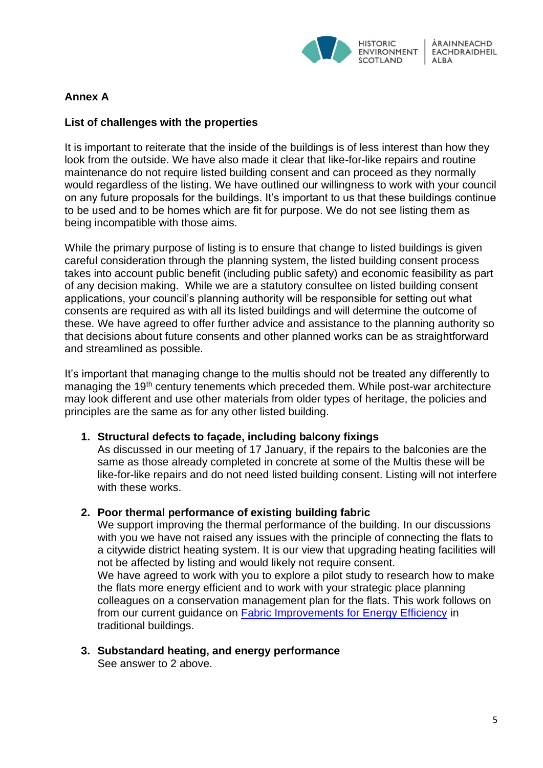**Annex A**

**List of challenges with the properties**

It is important to reiterate that the inside of the buildings is of less interest than how they look from the outside. We have also made it clear that like-for-like repairs and routine maintenance do not require listed building consent and can proceed as they normally would regardless of the listing. We have outlined our willingness to work with your council on any future proposals for the buildings. It's important to us that these buildings continue to be used and to be homes which are fit for purpose. We do not see listing them as being incompatible with those aims.

While the primary purpose of listing is to ensure that change to listed buildings is given careful consideration through the planning system, the listed building consent process takes into account public benefit (including public safety) and economic feasibility as part of any decision making. While we are a statutory consultee on listed building consent applications, your council's planning authority will be responsible for setting out what consents are required as with all its listed buildings and will determine the outcome of these. We have agreed to offer further advice and assistance to the planning authority so that decisions about future consents and other planned works can be as straightforward and streamlined as possible.

It's important that managing change to the multis should not be treated any differently to managing the 19th century tenements which preceded them. While post-war architecture may look different and use other materials from older types of heritage, the policies and principles are the same as for any other listed building.

1. **Structural defects to façade, including balcony fixings**
   As discussed in our meeting of 17 January, if the repairs to the balconies are the same as those already completed in concrete at some of the Multis these will be like-for-like repairs and do not need listed building consent. Listing will not interfere with these works.

2. **Poor thermal performance of existing building fabric**
   We support improving the thermal performance of the building. In our discussions with you we have not raised any issues with the principle of connecting the flats to a citywide district heating system. It is our view that upgrading heating facilities will not be affected by listing and would likely not require consent.
   We have agreed to work with you to explore a pilot study to research how to make the flats more energy efficient and to work with your strategic place planning colleagues on a conservation management plan for the flats. This work follows on from our current guidance on Fabric Improvements for Energy Efficiency in traditional buildings.

3. **Substandard heating, and energy performance**
   See answer to 2 above.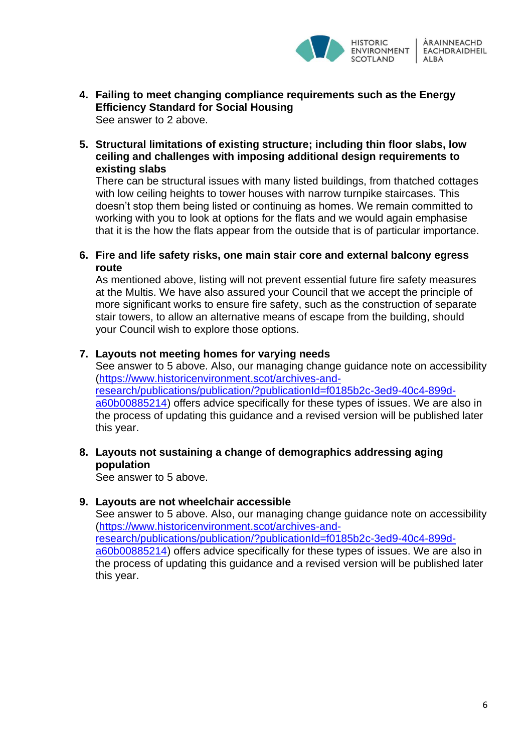4. **Failing to meet changing compliance requirements such as the Energy Efficiency Standard for Social Housing**
   See answer to 2 above.

5. **Structural limitations of existing structure; including thin floor slabs, low ceiling and challenges with imposing additional design requirements to existing slabs**
   There can be structural issues with many listed buildings, from thatched cottages with low ceiling heights to tower houses with narrow turnpike staircases. This doesn't stop them being listed or continuing as homes. We remain committed to working with you to look at options for the flats and we would again emphasise that it is the how the flats appear from the outside that is of particular importance.

6. **Fire and life safety risks, one main stair core and external balcony egress route**
   As mentioned above, listing will not prevent essential future fire safety measures at the Multis. We have also assured your Council that we accept the principle of more significant works to ensure fire safety, such as the construction of separate stair towers, to allow an alternative means of escape from the building, should your Council wish to explore those options.

7. **Layouts not meeting homes for varying needs**
   See answer to 5 above. Also, our managing change guidance note on accessibility (https://www.historicenvironment.scot/archives-and-research/publications/publication/?publicationId=f0185b2c-3ed9-40c4-899d-a60b00885214) offers advice specifically for these types of issues. We are also in the process of updating this guidance and a revised version will be published later this year.

8. **Layouts not sustaining a change of demographics addressing aging population**
   See answer to 5 above.

9. **Layouts are not wheelchair accessible**
   See answer to 5 above. Also, our managing change guidance note on accessibility (https://www.historicenvironment.scot/archives-and-research/publications/publication/?publicationId=f0185b2c-3ed9-40c4-899d-a60b00885214) offers advice specifically for these types of issues. We are also in the process of updating this guidance and a revised version will be published later this year.